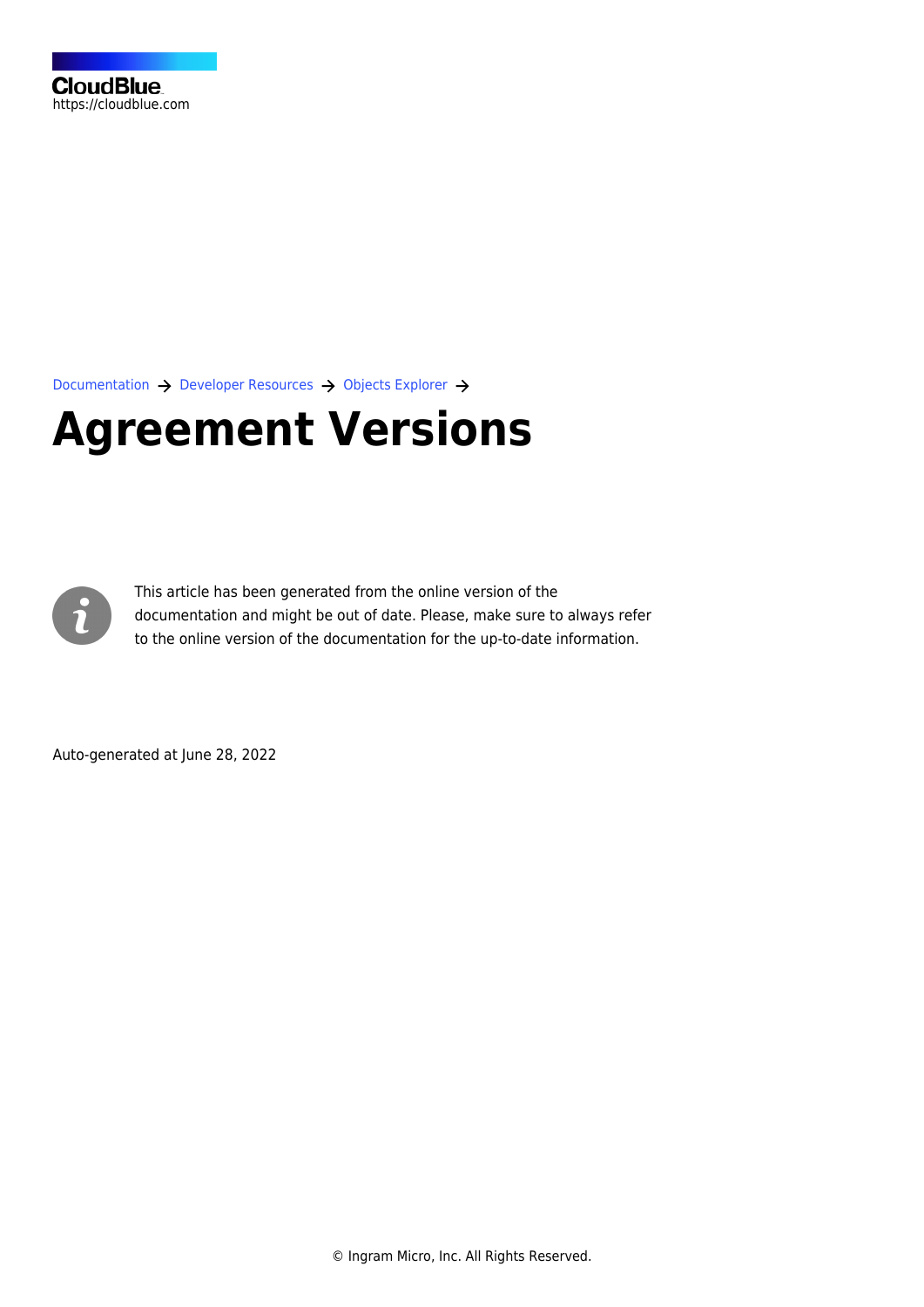CloudBlue
https://cloudblue.com

Documentation → Developer Resources → Objects Explorer →

# Agreement Versions

This article has been generated from the online version of the documentation and might be out of date. Please, make sure to always refer to the online version of the documentation for the up-to-date information.

Auto-generated at June 28, 2022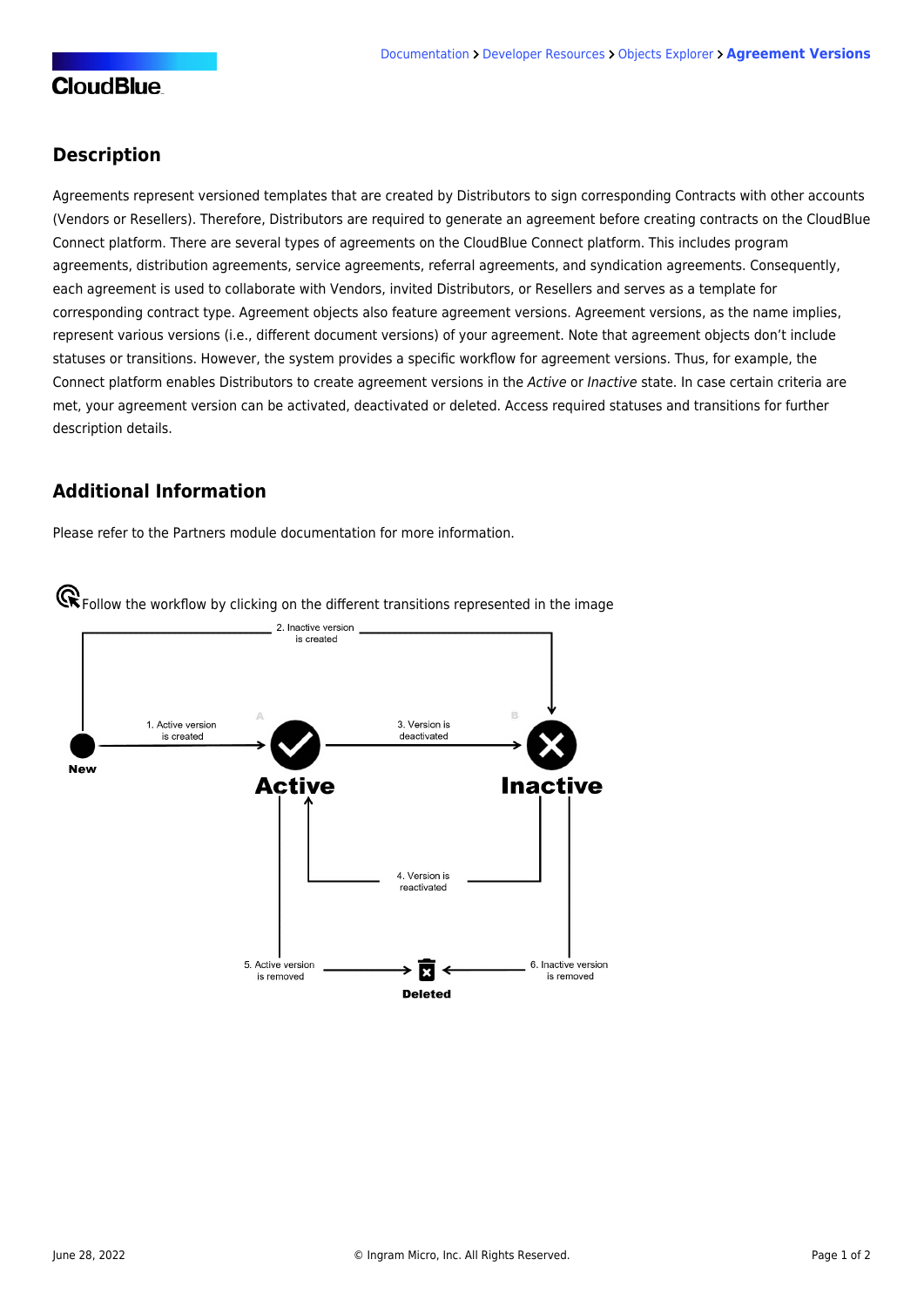## Description

Agreements represent versioned templates that are created by Distributors to sign corresponding Contracts with other accounts (Vendors or Resellers). Therefore, Distributors are required to generate an agreement before creating contracts on the CloudBlue Connect platform. There are several types of agreements on the CloudBlue Connect platform. This includes program agreements, distribution agreements, service agreements, referral agreements, and syndication agreements. Consequently, each agreement is used to collaborate with Vendors, invited Distributors, or Resellers and serves as a template for corresponding contract type. Agreement objects also feature agreement versions. Agreement versions, as the name implies, represent various versions (i.e., different document versions) of your agreement. Note that agreement objects don't include statuses or transitions. However, the system provides a specific workflow for agreement versions. Thus, for example, the Connect platform enables Distributors to create agreement versions in the *Active* or *Inactive* state. In case certain criteria are met, your agreement version can be activated, deactivated or deleted. Access required statuses and transitions for further description details.

## Additional Information

Please refer to the Partners module documentation for more information.

Follow the workflow by clicking on the different transitions represented in the image

New

1. Active version is created

2. Inactive version is created

Active

3. Version is deactivated

Inactive

4. Version is reactivated

5. Active version is removed

6. Inactive version is removed

Deleted